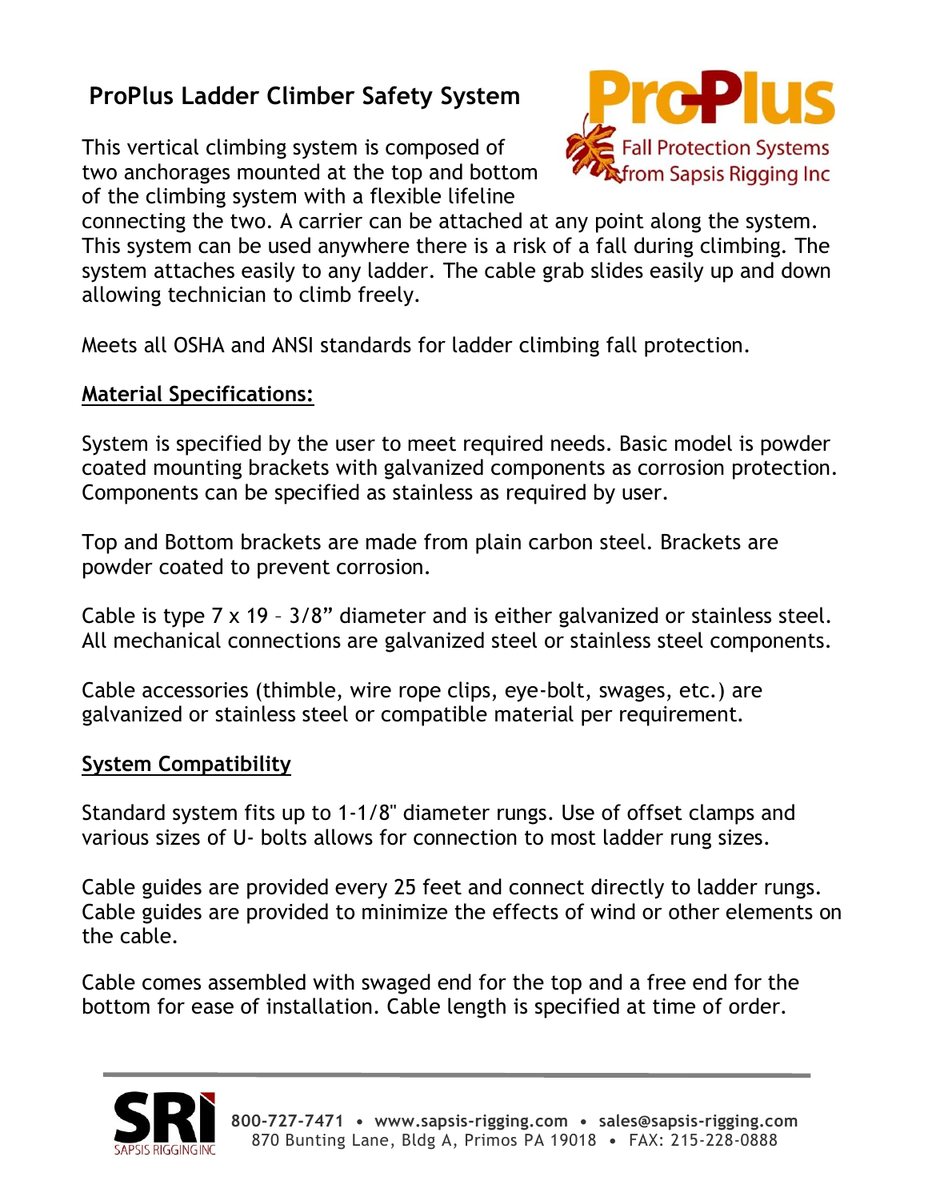# ProPlus Ladder Climber Safety System

ProPlus
Fall Protection Systems from Sapsis Rigging Inc

This vertical climbing system is composed of two anchorages mounted at the top and bottom of the climbing system with a flexible lifeline connecting the two. A carrier can be attached at any point along the system. This system can be used anywhere there is a risk of a fall during climbing. The system attaches easily to any ladder. The cable grab slides easily up and down allowing technician to climb freely.

Meets all OSHA and ANSI standards for ladder climbing fall protection.

## Material Specifications:

System is specified by the user to meet required needs. Basic model is powder coated mounting brackets with galvanized components as corrosion protection. Components can be specified as stainless as required by user.

Top and Bottom brackets are made from plain carbon steel. Brackets are powder coated to prevent corrosion.

Cable is type 7 x 19 – 3/8" diameter and is either galvanized or stainless steel. All mechanical connections are galvanized steel or stainless steel components.

Cable accessories (thimble, wire rope clips, eye-bolt, swages, etc.) are galvanized or stainless steel or compatible material per requirement.

## System Compatibility

Standard system fits up to 1-1/8" diameter rungs. Use of offset clamps and various sizes of U- bolts allows for connection to most ladder rung sizes.

Cable guides are provided every 25 feet and connect directly to ladder rungs. Cable guides are provided to minimize the effects of wind or other elements on the cable.

Cable comes assembled with swaged end for the top and a free end for the bottom for ease of installation. Cable length is specified at time of order.

SRI SAPSIS RIGGING INC
800-727-7471 • www.sapsis-rigging.com • sales@sapsis-rigging.com
870 Bunting Lane, Bldg A, Primos PA 19018 • FAX: 215-228-0888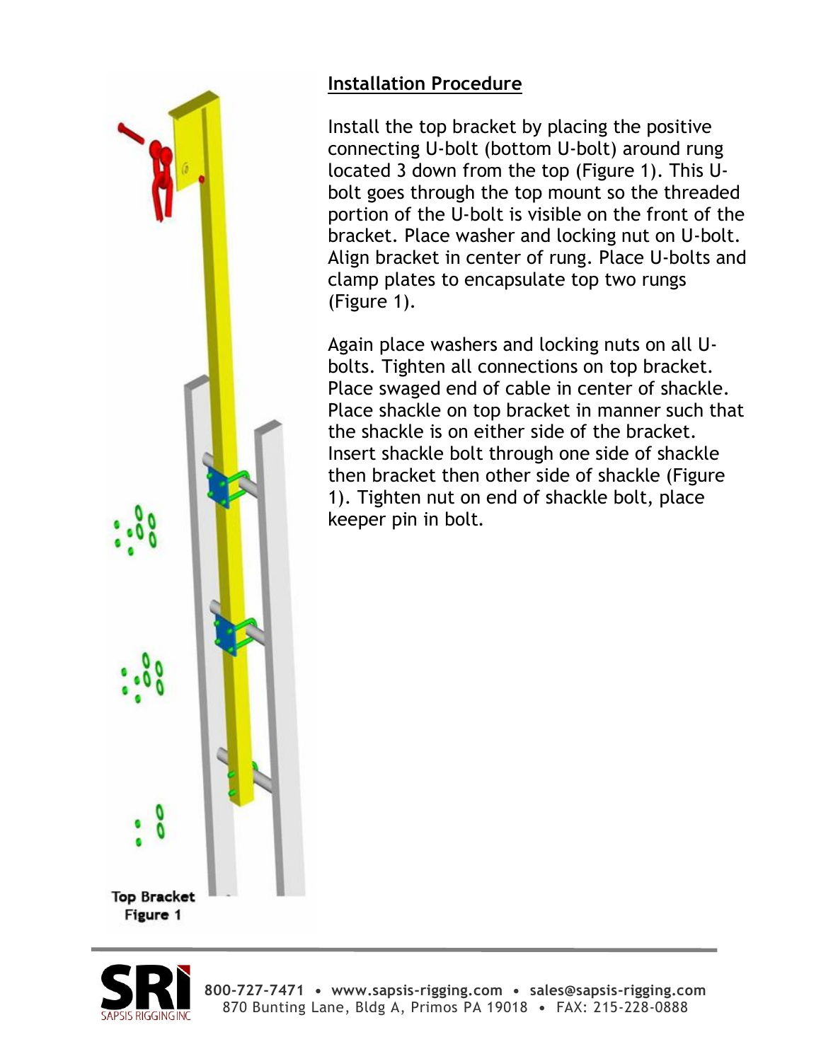## Installation Procedure

Install the top bracket by placing the positive connecting U-bolt (bottom U-bolt) around rung located 3 down from the top (Figure 1). This U-bolt goes through the top mount so the threaded portion of the U-bolt is visible on the front of the bracket. Place washer and locking nut on U-bolt. Align bracket in center of rung. Place U-bolts and clamp plates to encapsulate top two rungs (Figure 1).

Again place washers and locking nuts on all U-bolts. Tighten all connections on top bracket. Place swaged end of cable in center of shackle. Place shackle on top bracket in manner such that the shackle is on either side of the bracket. Insert shackle bolt through one side of shackle then bracket then other side of shackle (Figure 1). Tighten nut on end of shackle bolt, place keeper pin in bolt.

**Top Bracket**
**Figure 1**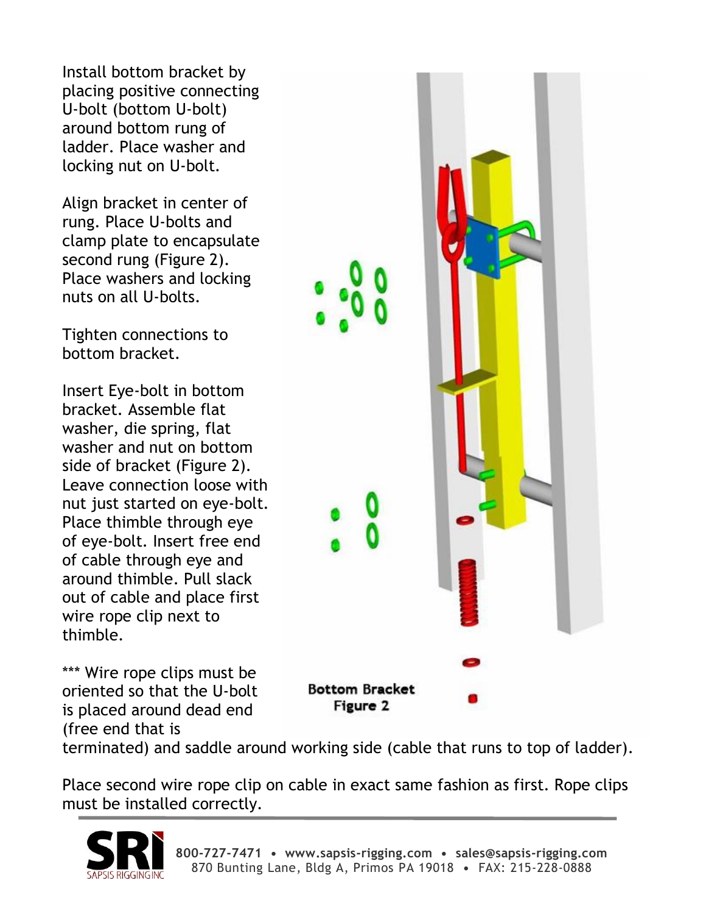Install bottom bracket by placing positive connecting U-bolt (bottom U-bolt) around bottom rung of ladder. Place washer and locking nut on U-bolt.

Align bracket in center of rung. Place U-bolts and clamp plate to encapsulate second rung (Figure 2). Place washers and locking nuts on all U-bolts.

Tighten connections to bottom bracket.

Insert Eye-bolt in bottom bracket. Assemble flat washer, die spring, flat washer and nut on bottom side of bracket (Figure 2). Leave connection loose with nut just started on eye-bolt. Place thimble through eye of eye-bolt. Insert free end of cable through eye and around thimble. Pull slack out of cable and place first wire rope clip next to thimble.

**Bottom Bracket**
**Figure 2**

*** Wire rope clips must be oriented so that the U-bolt is placed around dead end (free end that is terminated) and saddle around working side (cable that runs to top of ladder).

Place second wire rope clip on cable in exact same fashion as first. Rope clips must be installed correctly.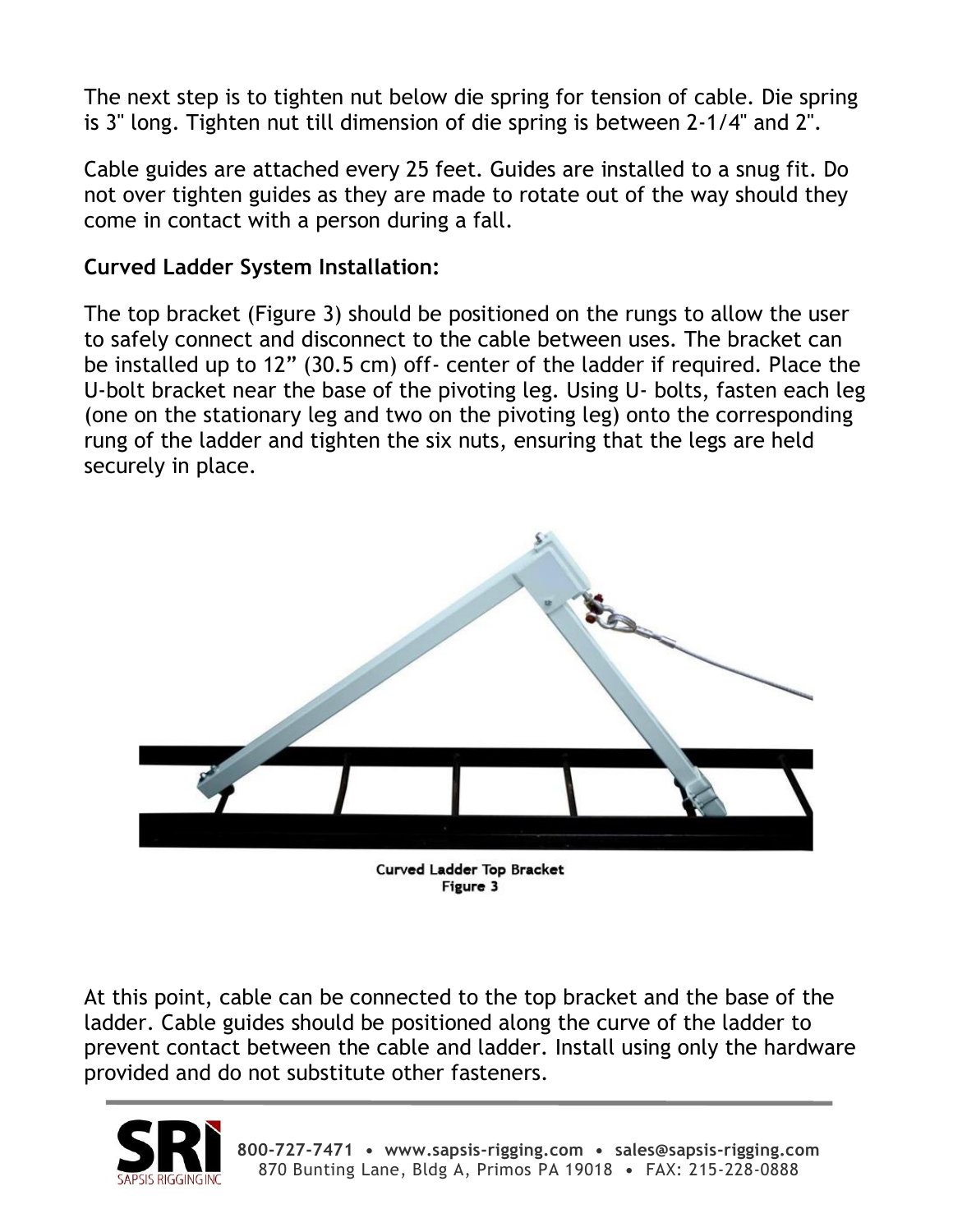The next step is to tighten nut below die spring for tension of cable. Die spring is 3" long. Tighten nut till dimension of die spring is between 2-1/4" and 2".

Cable guides are attached every 25 feet. Guides are installed to a snug fit. Do not over tighten guides as they are made to rotate out of the way should they come in contact with a person during a fall.

**Curved Ladder System Installation:**

The top bracket (Figure 3) should be positioned on the rungs to allow the user to safely connect and disconnect to the cable between uses. The bracket can be installed up to 12" (30.5 cm) off- center of the ladder if required. Place the U-bolt bracket near the base of the pivoting leg. Using U- bolts, fasten each leg (one on the stationary leg and two on the pivoting leg) onto the corresponding rung of the ladder and tighten the six nuts, ensuring that the legs are held securely in place.

**Curved Ladder Top Bracket**
**Figure 3**

At this point, cable can be connected to the top bracket and the base of the ladder. Cable guides should be positioned along the curve of the ladder to prevent contact between the cable and ladder. Install using only the hardware provided and do not substitute other fasteners.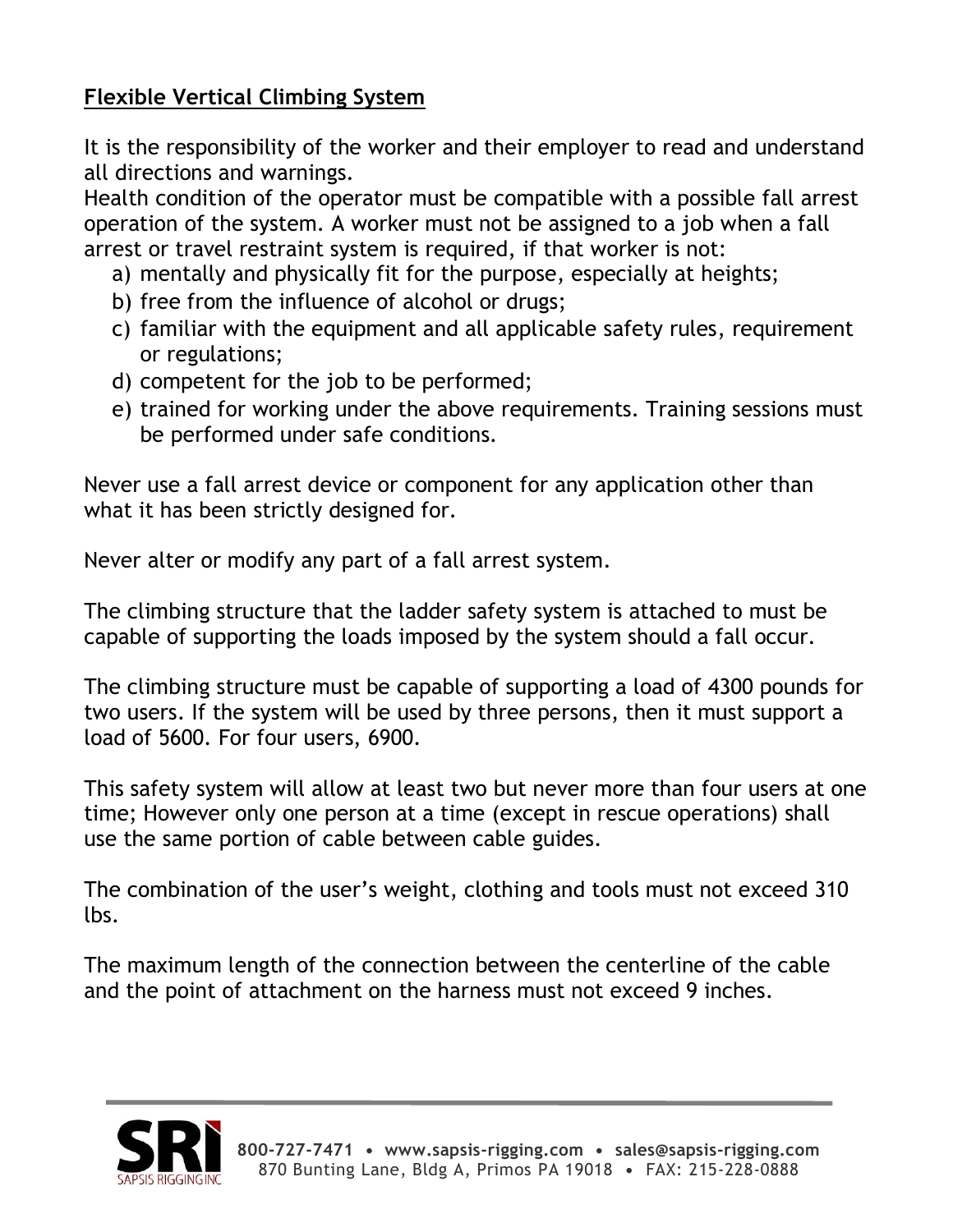**Flexible Vertical Climbing System**

It is the responsibility of the worker and their employer to read and understand all directions and warnings.
Health condition of the operator must be compatible with a possible fall arrest operation of the system. A worker must not be assigned to a job when a fall arrest or travel restraint system is required, if that worker is not:

a) mentally and physically fit for the purpose, especially at heights;
b) free from the influence of alcohol or drugs;
c) familiar with the equipment and all applicable safety rules, requirement or regulations;
d) competent for the job to be performed;
e) trained for working under the above requirements. Training sessions must be performed under safe conditions.

Never use a fall arrest device or component for any application other than what it has been strictly designed for.

Never alter or modify any part of a fall arrest system.

The climbing structure that the ladder safety system is attached to must be capable of supporting the loads imposed by the system should a fall occur.

The climbing structure must be capable of supporting a load of 4300 pounds for two users. If the system will be used by three persons, then it must support a load of 5600. For four users, 6900.

This safety system will allow at least two but never more than four users at one time; However only one person at a time (except in rescue operations) shall use the same portion of cable between cable guides.

The combination of the user's weight, clothing and tools must not exceed 310 lbs.

The maximum length of the connection between the centerline of the cable and the point of attachment on the harness must not exceed 9 inches.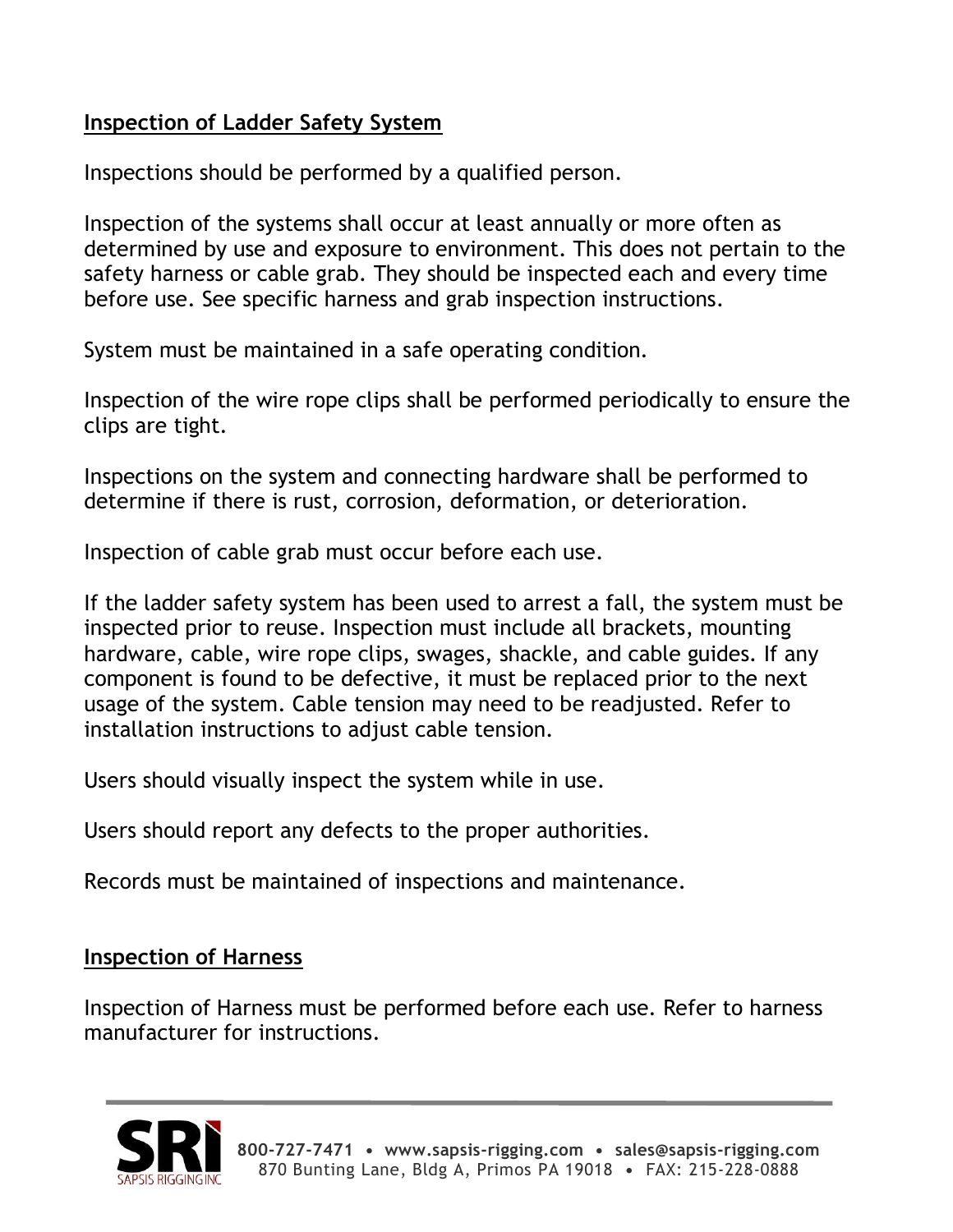## Inspection of Ladder Safety System

Inspections should be performed by a qualified person.

Inspection of the systems shall occur at least annually or more often as determined by use and exposure to environment. This does not pertain to the safety harness or cable grab. They should be inspected each and every time before use. See specific harness and grab inspection instructions.

System must be maintained in a safe operating condition.

Inspection of the wire rope clips shall be performed periodically to ensure the clips are tight.

Inspections on the system and connecting hardware shall be performed to determine if there is rust, corrosion, deformation, or deterioration.

Inspection of cable grab must occur before each use.

If the ladder safety system has been used to arrest a fall, the system must be inspected prior to reuse. Inspection must include all brackets, mounting hardware, cable, wire rope clips, swages, shackle, and cable guides. If any component is found to be defective, it must be replaced prior to the next usage of the system. Cable tension may need to be readjusted. Refer to installation instructions to adjust cable tension.

Users should visually inspect the system while in use.

Users should report any defects to the proper authorities.

Records must be maintained of inspections and maintenance.

## Inspection of Harness

Inspection of Harness must be performed before each use. Refer to harness manufacturer for instructions.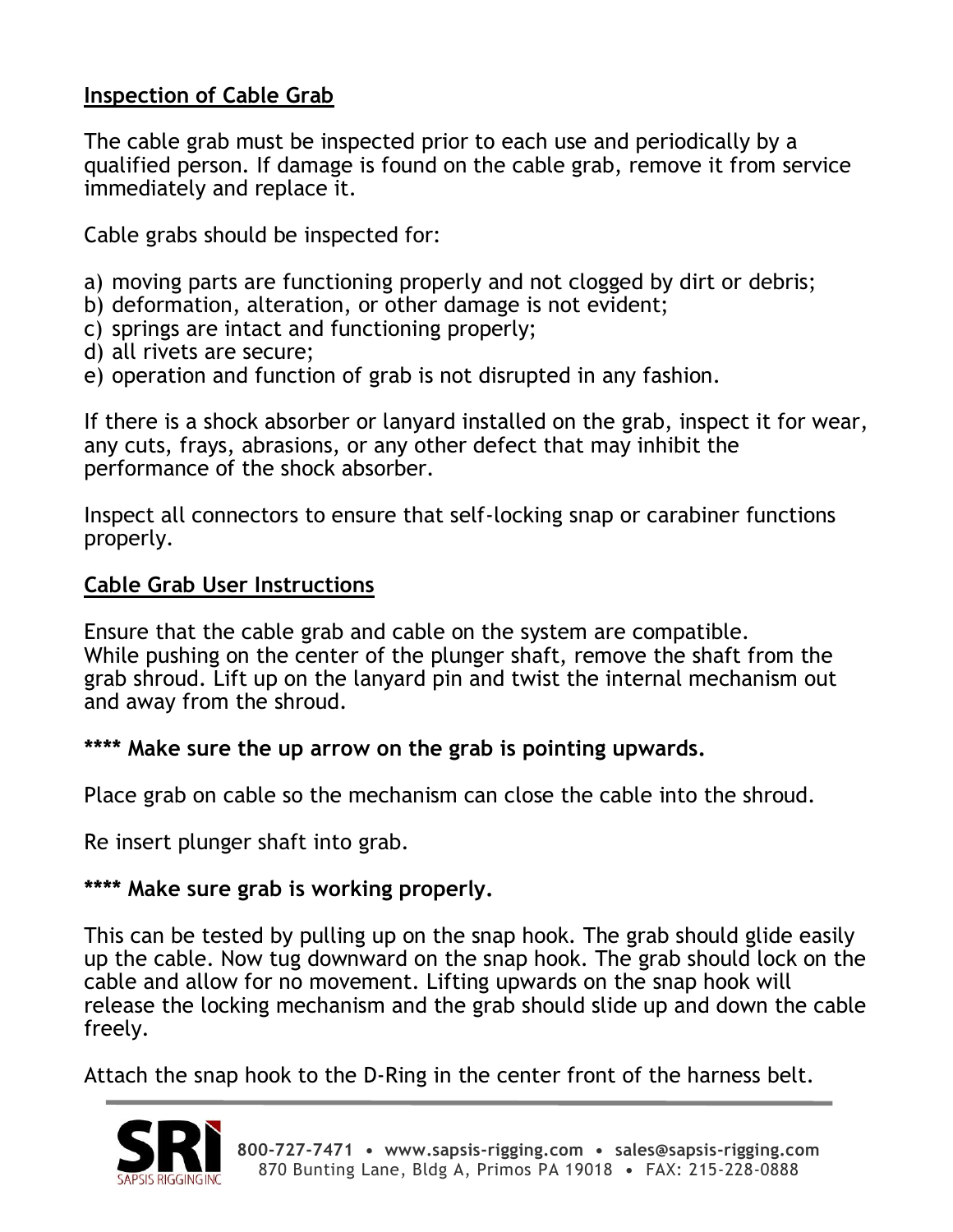## Inspection of Cable Grab

The cable grab must be inspected prior to each use and periodically by a qualified person. If damage is found on the cable grab, remove it from service immediately and replace it.

Cable grabs should be inspected for:

a) moving parts are functioning properly and not clogged by dirt or debris;
b) deformation, alteration, or other damage is not evident;
c) springs are intact and functioning properly;
d) all rivets are secure;
e) operation and function of grab is not disrupted in any fashion.

If there is a shock absorber or lanyard installed on the grab, inspect it for wear, any cuts, frays, abrasions, or any other defect that may inhibit the performance of the shock absorber.

Inspect all connectors to ensure that self-locking snap or carabiner functions properly.

## Cable Grab User Instructions

Ensure that the cable grab and cable on the system are compatible.
While pushing on the center of the plunger shaft, remove the shaft from the grab shroud. Lift up on the lanyard pin and twist the internal mechanism out and away from the shroud.

**\*\*\*\* Make sure the up arrow on the grab is pointing upwards.**

Place grab on cable so the mechanism can close the cable into the shroud.

Re insert plunger shaft into grab.

**\*\*\*\* Make sure grab is working properly.**

This can be tested by pulling up on the snap hook. The grab should glide easily up the cable. Now tug downward on the snap hook. The grab should lock on the cable and allow for no movement. Lifting upwards on the snap hook will release the locking mechanism and the grab should slide up and down the cable freely.

Attach the snap hook to the D-Ring in the center front of the harness belt.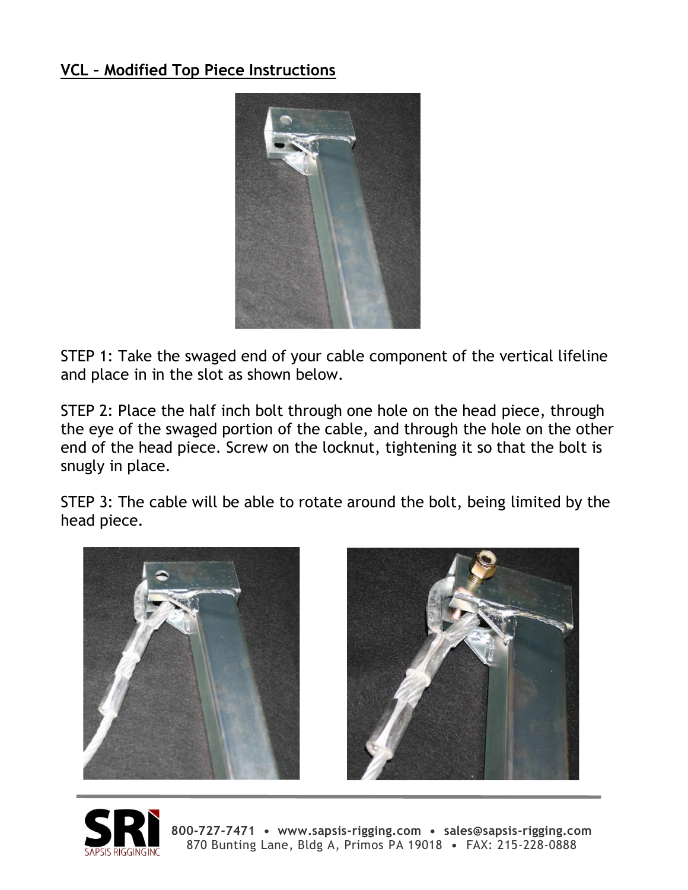## VCL – Modified Top Piece Instructions

STEP 1: Take the swaged end of your cable component of the vertical lifeline and place in in the slot as shown below.

STEP 2: Place the half inch bolt through one hole on the head piece, through the eye of the swaged portion of the cable, and through the hole on the other end of the head piece. Screw on the locknut, tightening it so that the bolt is snugly in place.

STEP 3: The cable will be able to rotate around the bolt, being limited by the head piece.

800-727-7471 • www.sapsis-rigging.com • sales@sapsis-rigging.com
870 Bunting Lane, Bldg A, Primos PA 19018 • FAX: 215-228-0888